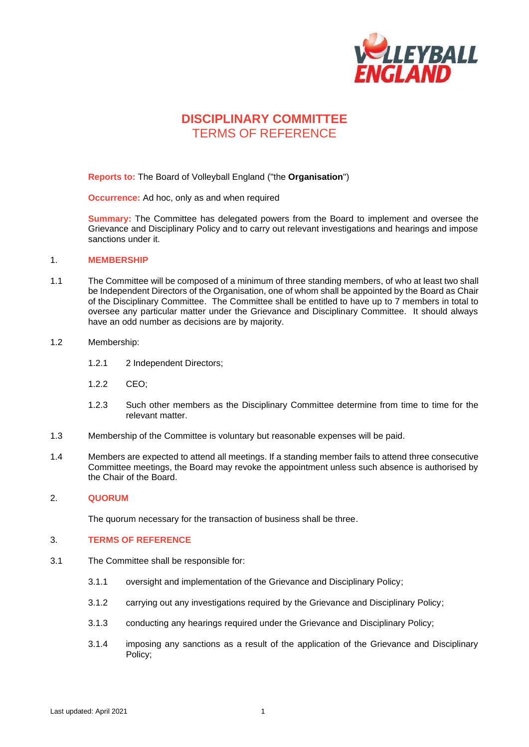# DISCIPLINARY COMMITTEE
## TERMS OF REFERENCE

**Reports to:** The Board of Volleyball England ("the **Organisation**")

**Occurrence:** Ad hoc, only as and when required

**Summary:** The Committee has delegated powers from the Board to implement and oversee the Grievance and Disciplinary Policy and to carry out relevant investigations and hearings and impose sanctions under it.

## 1. MEMBERSHIP

1.1 The Committee will be composed of a minimum of three standing members, of who at least two shall be Independent Directors of the Organisation, one of whom shall be appointed by the Board as Chair of the Disciplinary Committee. The Committee shall be entitled to have up to 7 members in total to oversee any particular matter under the Grievance and Disciplinary Committee. It should always have an odd number as decisions are by majority.

1.2 Membership:

- 1.2.1 2 Independent Directors;
- 1.2.2 CEO;
- 1.2.3 Such other members as the Disciplinary Committee determine from time to time for the relevant matter.

1.3 Membership of the Committee is voluntary but reasonable expenses will be paid.

1.4 Members are expected to attend all meetings. If a standing member fails to attend three consecutive Committee meetings, the Board may revoke the appointment unless such absence is authorised by the Chair of the Board.

## 2. QUORUM

The quorum necessary for the transaction of business shall be three.

## 3. TERMS OF REFERENCE

3.1 The Committee shall be responsible for:

- 3.1.1 oversight and implementation of the Grievance and Disciplinary Policy;
- 3.1.2 carrying out any investigations required by the Grievance and Disciplinary Policy;
- 3.1.3 conducting any hearings required under the Grievance and Disciplinary Policy;
- 3.1.4 imposing any sanctions as a result of the application of the Grievance and Disciplinary Policy;

Last updated: April 2021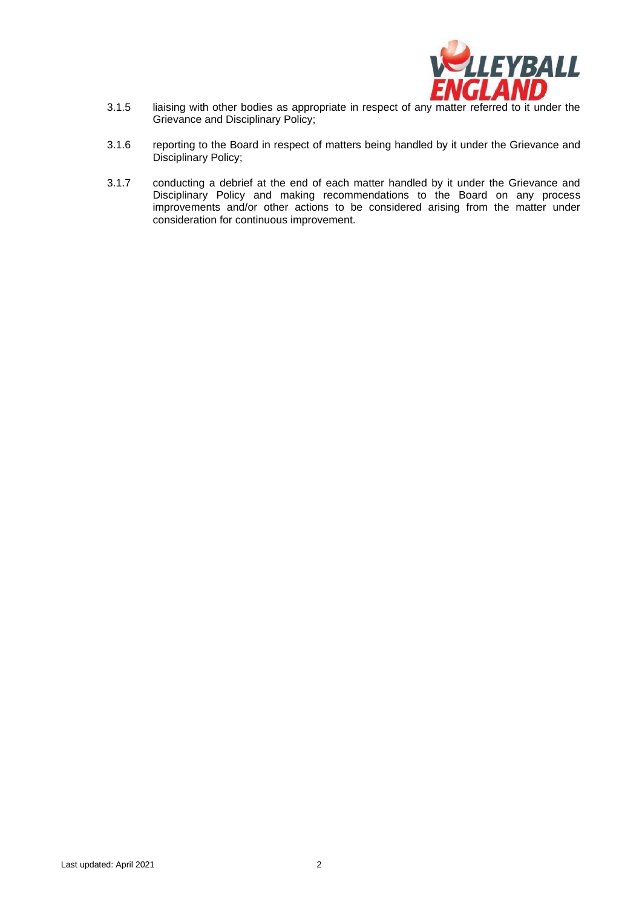3.1.5 liaising with other bodies as appropriate in respect of any matter referred to it under the Grievance and Disciplinary Policy;

3.1.6 reporting to the Board in respect of matters being handled by it under the Grievance and Disciplinary Policy;

3.1.7 conducting a debrief at the end of each matter handled by it under the Grievance and Disciplinary Policy and making recommendations to the Board on any process improvements and/or other actions to be considered arising from the matter under consideration for continuous improvement.

Last updated: April 2021